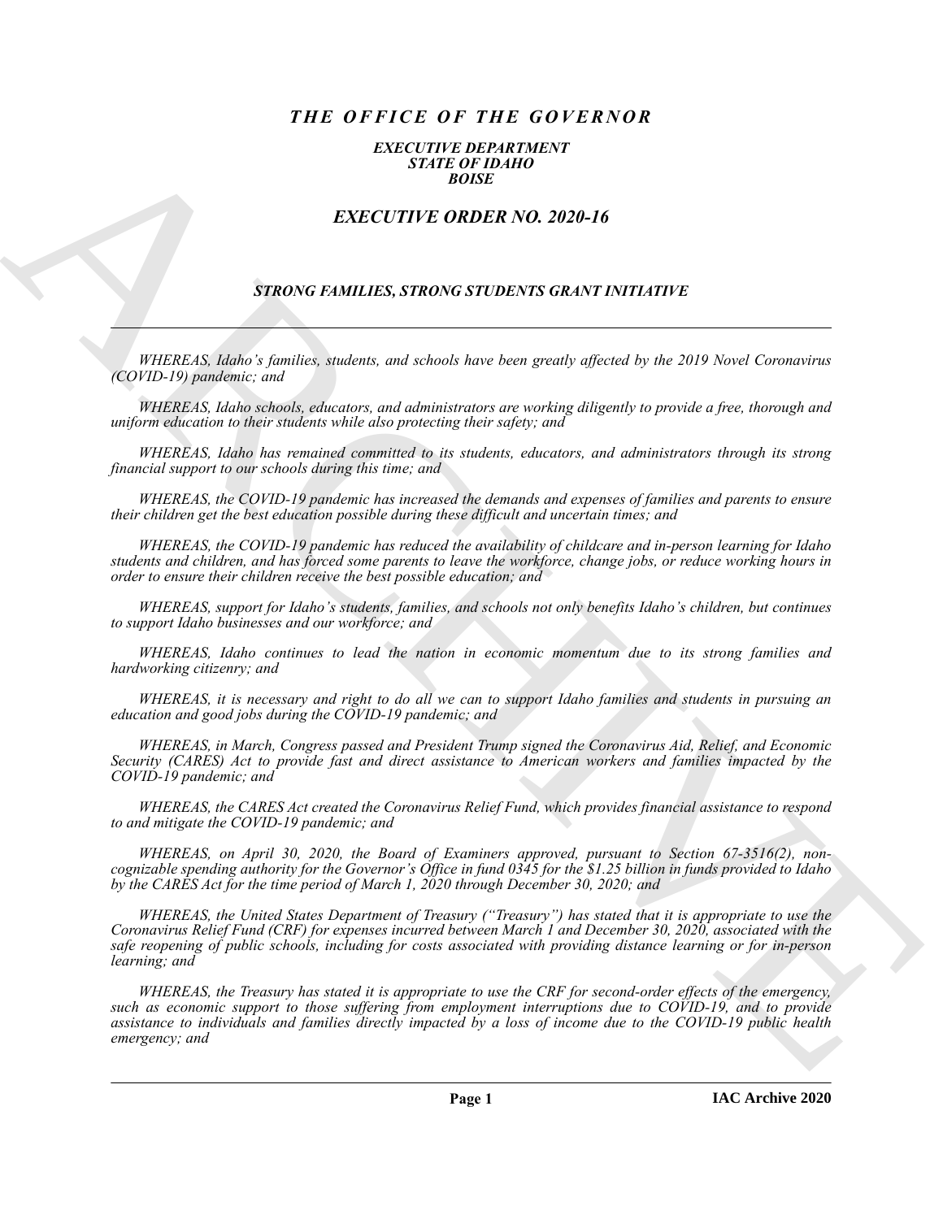# *THE OFFICE OF THE GOVERNOR*

***EXECUTIVE DEPARTMENT***
***STATE OF IDAHO***
***BOISE***

## *EXECUTIVE ORDER NO. 2020-16*

### *STRONG FAMILIES, STRONG STUDENTS GRANT INITIATIVE*

*WHEREAS, Idaho's families, students, and schools have been greatly affected by the 2019 Novel Coronavirus (COVID-19) pandemic; and*

*WHEREAS, Idaho schools, educators, and administrators are working diligently to provide a free, thorough and uniform education to their students while also protecting their safety; and*

*WHEREAS, Idaho has remained committed to its students, educators, and administrators through its strong financial support to our schools during this time; and*

*WHEREAS, the COVID-19 pandemic has increased the demands and expenses of families and parents to ensure their children get the best education possible during these difficult and uncertain times; and*

*WHEREAS, the COVID-19 pandemic has reduced the availability of childcare and in-person learning for Idaho students and children, and has forced some parents to leave the workforce, change jobs, or reduce working hours in order to ensure their children receive the best possible education; and*

*WHEREAS, support for Idaho's students, families, and schools not only benefits Idaho's children, but continues to support Idaho businesses and our workforce; and*

*WHEREAS, Idaho continues to lead the nation in economic momentum due to its strong families and hardworking citizenry; and*

*WHEREAS, it is necessary and right to do all we can to support Idaho families and students in pursuing an education and good jobs during the COVID-19 pandemic; and*

*WHEREAS, in March, Congress passed and President Trump signed the Coronavirus Aid, Relief, and Economic Security (CARES) Act to provide fast and direct assistance to American workers and families impacted by the COVID-19 pandemic; and*

*WHEREAS, the CARES Act created the Coronavirus Relief Fund, which provides financial assistance to respond to and mitigate the COVID-19 pandemic; and*

*WHEREAS, on April 30, 2020, the Board of Examiners approved, pursuant to Section 67-3516(2), non-cognizable spending authority for the Governor's Office in fund 0345 for the $1.25 billion in funds provided to Idaho by the CARES Act for the time period of March 1, 2020 through December 30, 2020; and*

*WHEREAS, the United States Department of Treasury ("Treasury") has stated that it is appropriate to use the Coronavirus Relief Fund (CRF) for expenses incurred between March 1 and December 30, 2020, associated with the safe reopening of public schools, including for costs associated with providing distance learning or for in-person learning; and*

*WHEREAS, the Treasury has stated it is appropriate to use the CRF for second-order effects of the emergency, such as economic support to those suffering from employment interruptions due to COVID-19, and to provide assistance to individuals and families directly impacted by a loss of income due to the COVID-19 public health emergency; and*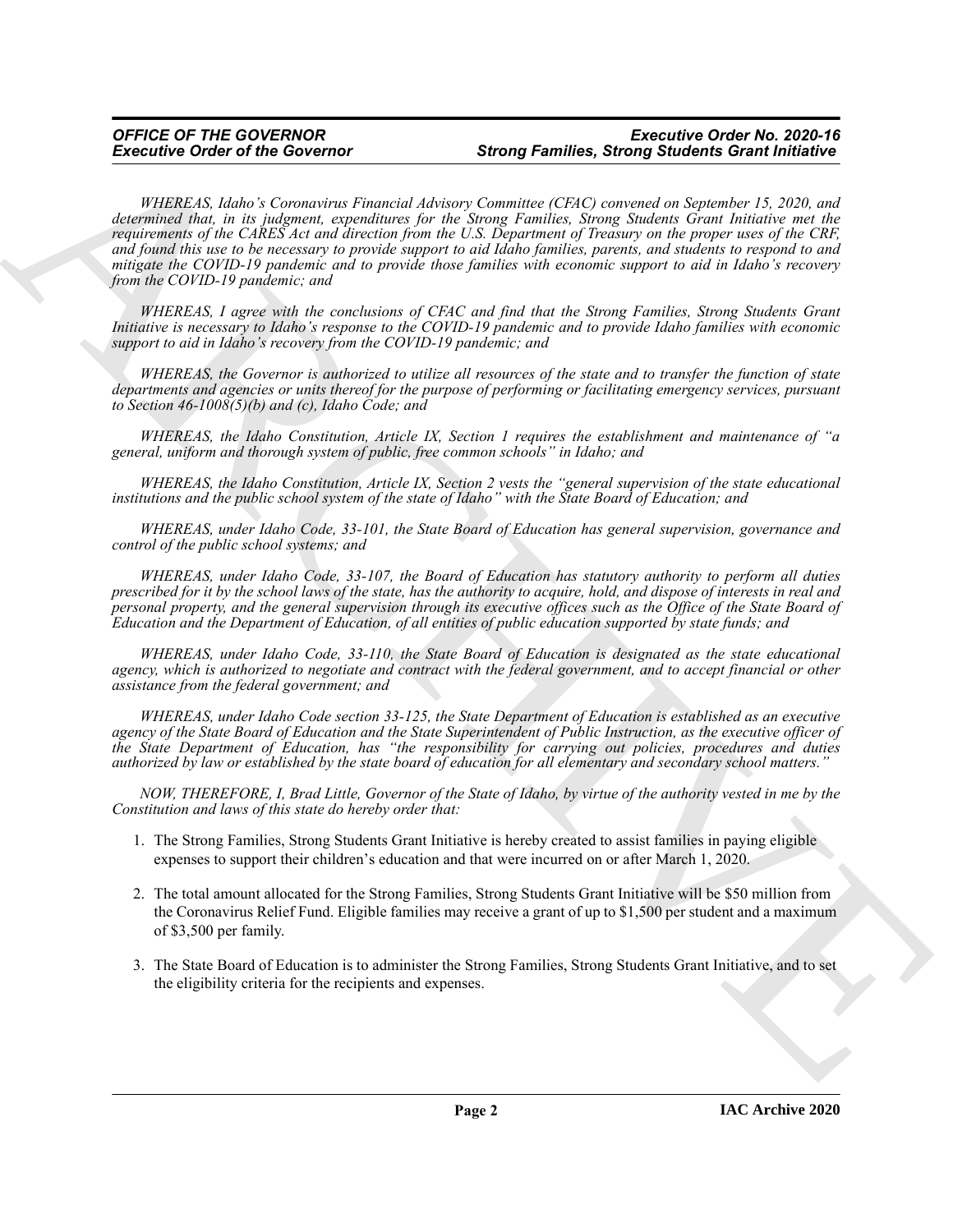*WHEREAS, Idaho's Coronavirus Financial Advisory Committee (CFAC) convened on September 15, 2020, and determined that, in its judgment, expenditures for the Strong Families, Strong Students Grant Initiative met the requirements of the CARES Act and direction from the U.S. Department of Treasury on the proper uses of the CRF, and found this use to be necessary to provide support to aid Idaho families, parents, and students to respond to and mitigate the COVID-19 pandemic and to provide those families with economic support to aid in Idaho's recovery from the COVID-19 pandemic; and*

*WHEREAS, I agree with the conclusions of CFAC and find that the Strong Families, Strong Students Grant Initiative is necessary to Idaho's response to the COVID-19 pandemic and to provide Idaho families with economic support to aid in Idaho's recovery from the COVID-19 pandemic; and*

*WHEREAS, the Governor is authorized to utilize all resources of the state and to transfer the function of state departments and agencies or units thereof for the purpose of performing or facilitating emergency services, pursuant to Section 46-1008(5)(b) and (c), Idaho Code; and*

*WHEREAS, the Idaho Constitution, Article IX, Section 1 requires the establishment and maintenance of "a general, uniform and thorough system of public, free common schools" in Idaho; and*

*WHEREAS, the Idaho Constitution, Article IX, Section 2 vests the "general supervision of the state educational institutions and the public school system of the state of Idaho" with the State Board of Education; and*

*WHEREAS, under Idaho Code, 33-101, the State Board of Education has general supervision, governance and control of the public school systems; and*

*WHEREAS, under Idaho Code, 33-107, the Board of Education has statutory authority to perform all duties prescribed for it by the school laws of the state, has the authority to acquire, hold, and dispose of interests in real and personal property, and the general supervision through its executive offices such as the Office of the State Board of Education and the Department of Education, of all entities of public education supported by state funds; and*

*WHEREAS, under Idaho Code, 33-110, the State Board of Education is designated as the state educational agency, which is authorized to negotiate and contract with the federal government, and to accept financial or other assistance from the federal government; and*

*WHEREAS, under Idaho Code section 33-125, the State Department of Education is established as an executive agency of the State Board of Education and the State Superintendent of Public Instruction, as the executive officer of the State Department of Education, has "the responsibility for carrying out policies, procedures and duties authorized by law or established by the state board of education for all elementary and secondary school matters."*

*NOW, THEREFORE, I, Brad Little, Governor of the State of Idaho, by virtue of the authority vested in me by the Constitution and laws of this state do hereby order that:*

1. The Strong Families, Strong Students Grant Initiative is hereby created to assist families in paying eligible expenses to support their children's education and that were incurred on or after March 1, 2020.

2. The total amount allocated for the Strong Families, Strong Students Grant Initiative will be $50 million from the Coronavirus Relief Fund. Eligible families may receive a grant of up to $1,500 per student and a maximum of $3,500 per family.

3. The State Board of Education is to administer the Strong Families, Strong Students Grant Initiative, and to set the eligibility criteria for the recipients and expenses.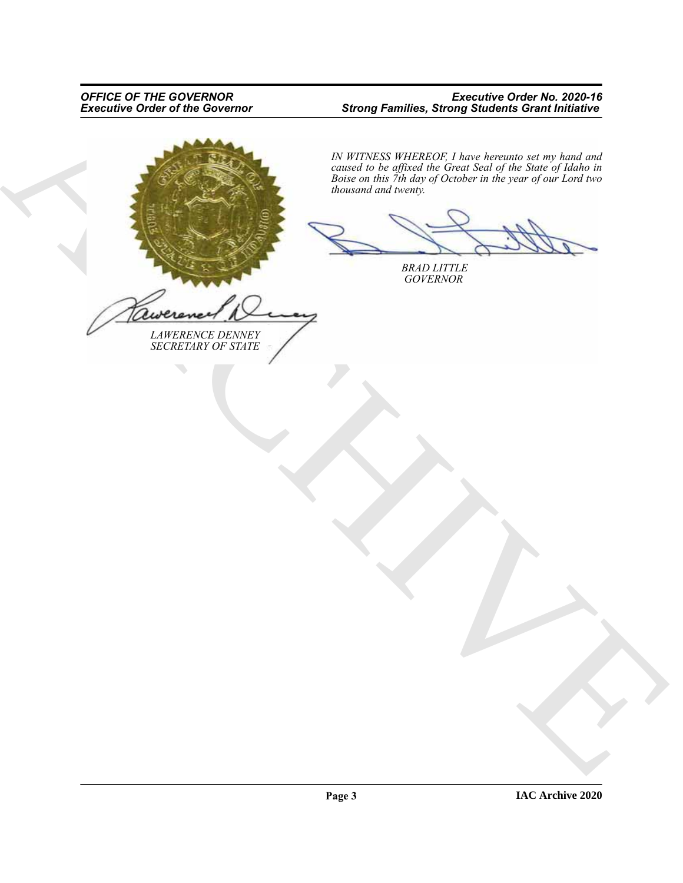*IN WITNESS WHEREOF, I have hereunto set my hand and caused to be affixed the Great Seal of the State of Idaho in Boise on this 7th day of October in the year of our Lord two thousand and twenty.*

*BRAD LITTLE*
*GOVERNOR*

*LAWERENCE DENNEY*
*SECRETARY OF STATE*